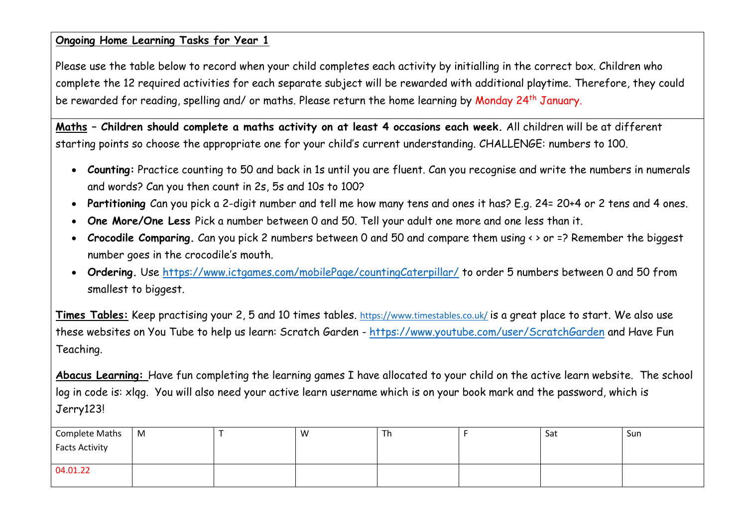**Ongoing Home Learning Tasks for Year 1**

Please use the table below to record when your child completes each activity by initialling in the correct box. Children who complete the 12 required activities for each separate subject will be rewarded with additional playtime. Therefore, they could be rewarded for reading, spelling and/ or maths. Please return the home learning by Monday 24th January.

**Maths – Children should complete a maths activity on at least 4 occasions each week.** All children will be at different starting points so choose the appropriate one for your child's current understanding. CHALLENGE: numbers to 100.

- **Counting:** Practice counting to 50 and back in 1s until you are fluent. Can you recognise and write the numbers in numerals and words? Can you then count in 2s, 5s and 10s to 100?
- **Partitioning** Can you pick a 2-digit number and tell me how many tens and ones it has? E.g. 24= 20+4 or 2 tens and 4 ones.
- ***One More/One Less*** Pick a number between 0 and 50. Tell your adult one more and one less than it.
- **Crocodile Comparing.** Can you pick 2 numbers between 0 and 50 and compare them using < > or =? Remember the biggest number goes in the crocodile's mouth.
- **Ordering.** Use https://www.ictgames.com/mobilePage/countingCaterpillar/ to order 5 numbers between 0 and 50 from smallest to biggest.

**Times Tables:** Keep practising your 2, 5 and 10 times tables. https://www.timestables.co.uk/ is a great place to start. We also use these websites on You Tube to help us learn: Scratch Garden - https://www.youtube.com/user/ScratchGarden and Have Fun Teaching.

**Abacus Learning:** Have fun completing the learning games I have allocated to your child on the active learn website. The school log in code is: xlqg. You will also need your active learn username which is on your book mark and the password, which is Jerry123!

| Complete Maths Facts Activity | M | T | W | Th | F | Sat | Sun |
|---|---|---|---|---|---|---|---|
| 04.01.22 | | | | | | | |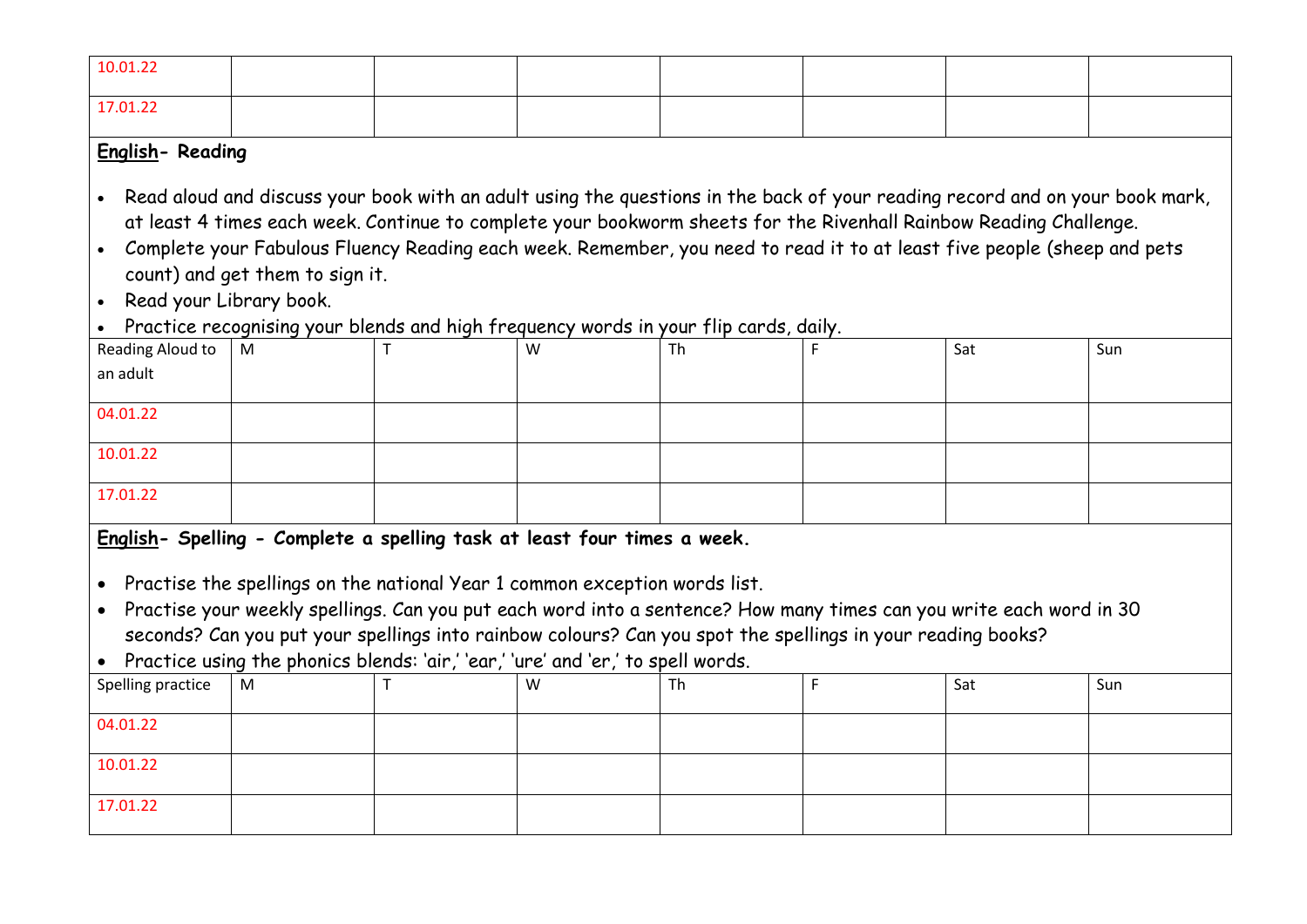| | | | | | | | |
|---|---|---|---|---|---|---|---|
| 10.01.22 | | | | | | | |
| 17.01.22 | | | | | | | |

**English- Reading**

- Read aloud and discuss your book with an adult using the questions in the back of your reading record and on your book mark, at least 4 times each week. Continue to complete your bookworm sheets for the Rivenhall Rainbow Reading Challenge.
- Complete your Fabulous Fluency Reading each week. Remember, you need to read it to at least five people (sheep and pets count) and get them to sign it.
- Read your Library book.
- Practice recognising your blends and high frequency words in your flip cards, daily.

| Reading Aloud to an adult | M | T | W | Th | F | Sat | Sun |
|---|---|---|---|---|---|---|---|
| 04.01.22 | | | | | | | |
| 10.01.22 | | | | | | | |
| 17.01.22 | | | | | | | |

**English- Spelling - Complete a spelling task at least four times a week.**

- Practise the spellings on the national Year 1 common exception words list.
- Practise your weekly spellings. Can you put each word into a sentence? How many times can you write each word in 30 seconds? Can you put your spellings into rainbow colours? Can you spot the spellings in your reading books?
- Practice using the phonics blends: 'air,' 'ear,' 'ure' and 'er,' to spell words.

| Spelling practice | M | T | W | Th | F | Sat | Sun |
|---|---|---|---|---|---|---|---|
| 04.01.22 | | | | | | | |
| 10.01.22 | | | | | | | |
| 17.01.22 | | | | | | | |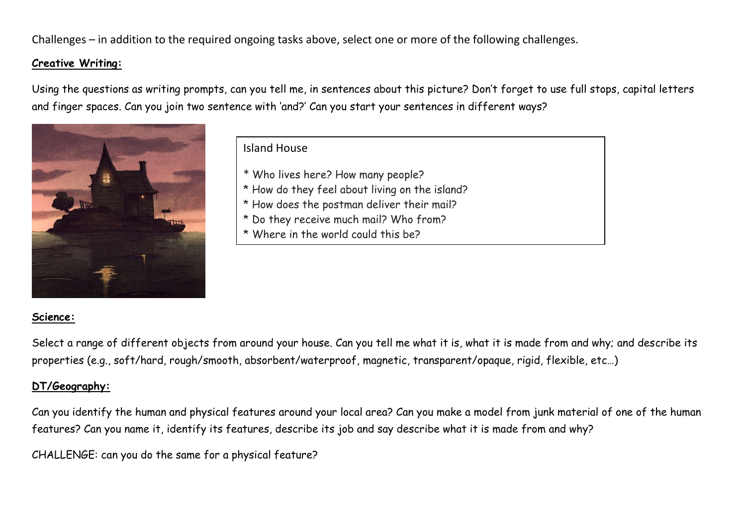Challenges – in addition to the required ongoing tasks above, select one or more of the following challenges.

## Creative Writing:

Using the questions as writing prompts, can you tell me, in sentences about this picture? Don't forget to use full stops, capital letters and finger spaces. Can you join two sentence with 'and?' Can you start your sentences in different ways?

Island House

* Who lives here? How many people?
* How do they feel about living on the island?
* How does the postman deliver their mail?
* Do they receive much mail? Who from?
* Where in the world could this be?

## Science:

Select a range of different objects from around your house. Can you tell me what it is, what it is made from and why; and describe its properties (e.g., soft/hard, rough/smooth, absorbent/waterproof, magnetic, transparent/opaque, rigid, flexible, etc…)

## DT/Geography:

Can you identify the human and physical features around your local area? Can you make a model from junk material of one of the human features? Can you name it, identify its features, describe its job and say describe what it is made from and why?

CHALLENGE: can you do the same for a physical feature?